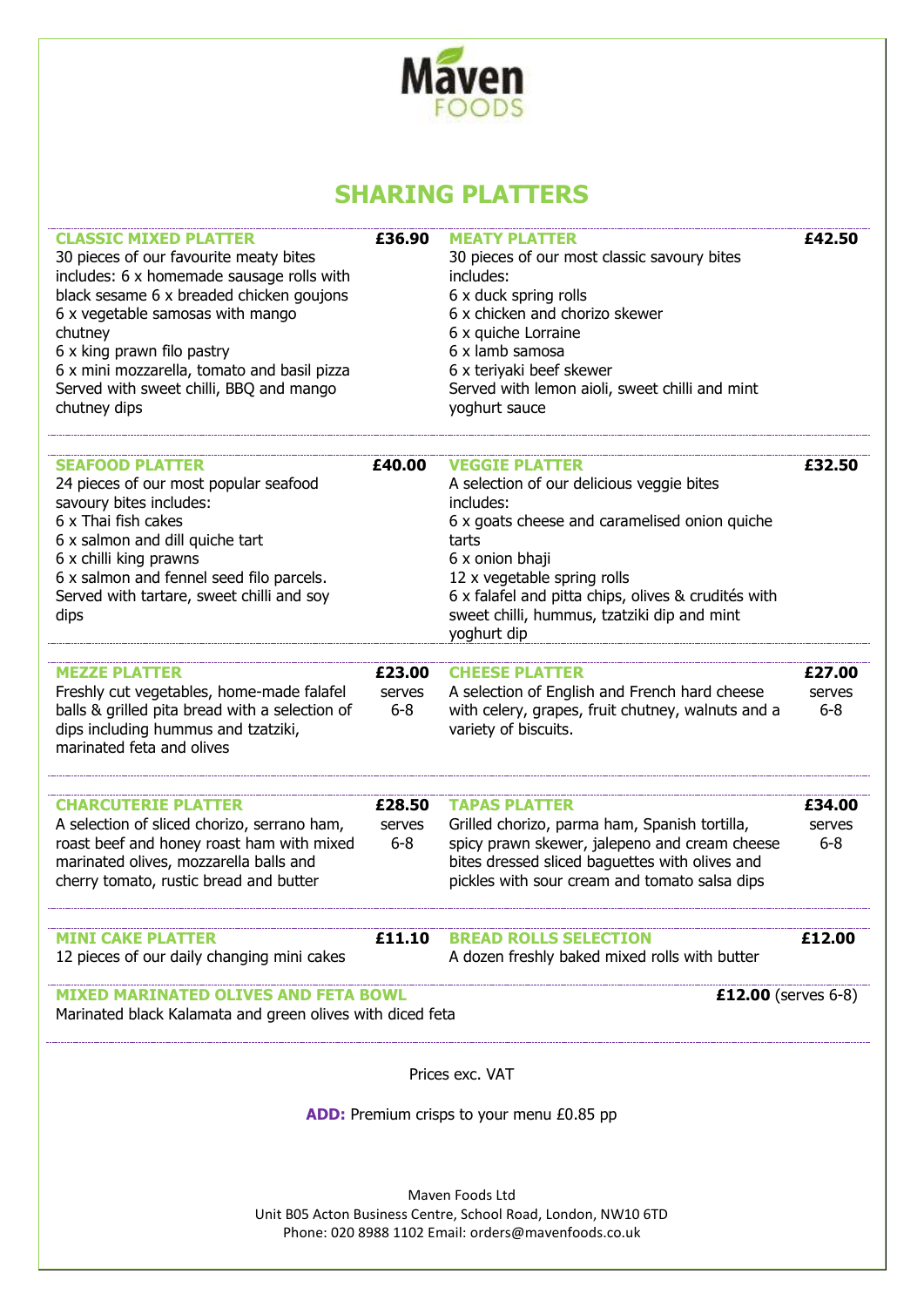**Maven**
FOODS

# SHARING PLATTERS

### CLASSIC MIXED PLATTER — £36.90

30 pieces of our favourite meaty bites includes: 6 x homemade sausage rolls with black sesame 6 x breaded chicken goujons
6 x vegetable samosas with mango chutney
6 x king prawn filo pastry
6 x mini mozzarella, tomato and basil pizza
Served with sweet chilli, BBQ and mango chutney dips

### MEATY PLATTER — £42.50

30 pieces of our most classic savoury bites includes:
6 x duck spring rolls
6 x chicken and chorizo skewer
6 x quiche Lorraine
6 x lamb samosa
6 x teriyaki beef skewer
Served with lemon aioli, sweet chilli and mint yoghurt sauce

### SEAFOOD PLATTER — £40.00

24 pieces of our most popular seafood savoury bites includes:
6 x Thai fish cakes
6 x salmon and dill quiche tart
6 x chilli king prawns
6 x salmon and fennel seed filo parcels.
Served with tartare, sweet chilli and soy dips

### VEGGIE PLATTER — £32.50

A selection of our delicious veggie bites includes:
6 x goats cheese and caramelised onion quiche tarts
6 x onion bhaji
12 x vegetable spring rolls
6 x falafel and pitta chips, olives & crudités with sweet chilli, hummus, tzatziki dip and mint yoghurt dip

### MEZZE PLATTER — £23.00 serves 6-8

Freshly cut vegetables, home-made falafel balls & grilled pita bread with a selection of dips including hummus and tzatziki, marinated feta and olives

### CHEESE PLATTER — £27.00 serves 6-8

A selection of English and French hard cheese with celery, grapes, fruit chutney, walnuts and a variety of biscuits.

### CHARCUTERIE PLATTER — £28.50 serves 6-8

A selection of sliced chorizo, serrano ham, roast beef and honey roast ham with mixed marinated olives, mozzarella balls and cherry tomato, rustic bread and butter

### TAPAS PLATTER — £34.00 serves 6-8

Grilled chorizo, parma ham, Spanish tortilla, spicy prawn skewer, jalepeno and cream cheese bites dressed sliced baguettes with olives and pickles with sour cream and tomato salsa dips

### MINI CAKE PLATTER — £11.10

12 pieces of our daily changing mini cakes

### BREAD ROLLS SELECTION — £12.00

A dozen freshly baked mixed rolls with butter

### MIXED MARINATED OLIVES AND FETA BOWL — £12.00 (serves 6-8)

Marinated black Kalamata and green olives with diced feta

Prices exc. VAT

**ADD:** Premium crisps to your menu £0.85 pp

Maven Foods Ltd
Unit B05 Acton Business Centre, School Road, London, NW10 6TD
Phone: 020 8988 1102 Email: orders@mavenfoods.co.uk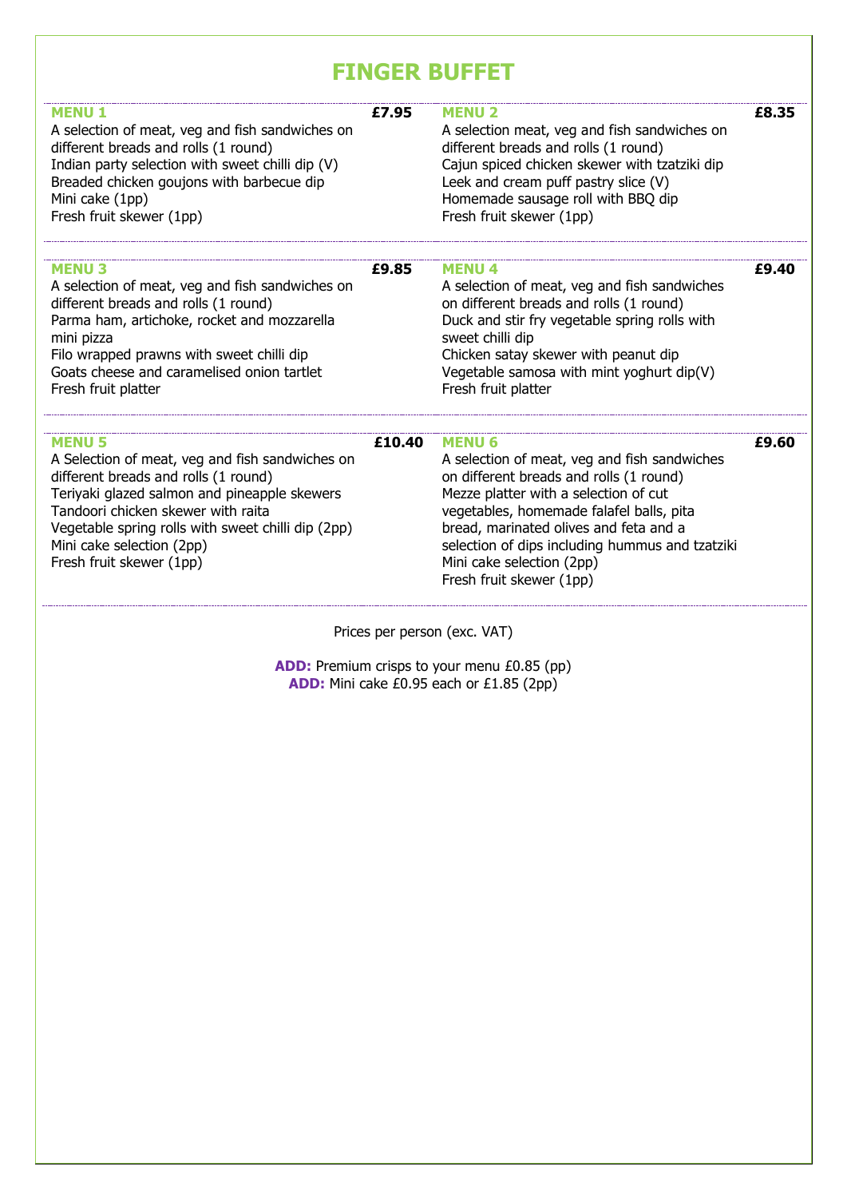# FINGER BUFFET

## MENU 1 — £7.95

A selection of meat, veg and fish sandwiches on different breads and rolls (1 round)
Indian party selection with sweet chilli dip (V)
Breaded chicken goujons with barbecue dip
Mini cake (1pp)
Fresh fruit skewer (1pp)

## MENU 2 — £8.35

A selection meat, veg and fish sandwiches on different breads and rolls (1 round)
Cajun spiced chicken skewer with tzatziki dip
Leek and cream puff pastry slice (V)
Homemade sausage roll with BBQ dip
Fresh fruit skewer (1pp)

## MENU 3 — £9.85

A selection of meat, veg and fish sandwiches on different breads and rolls (1 round)
Parma ham, artichoke, rocket and mozzarella mini pizza
Filo wrapped prawns with sweet chilli dip
Goats cheese and caramelised onion tartlet
Fresh fruit platter

## MENU 4 — £9.40

A selection of meat, veg and fish sandwiches on different breads and rolls (1 round)
Duck and stir fry vegetable spring rolls with sweet chilli dip
Chicken satay skewer with peanut dip
Vegetable samosa with mint yoghurt dip(V)
Fresh fruit platter

## MENU 5 — £10.40

A Selection of meat, veg and fish sandwiches on different breads and rolls (1 round)
Teriyaki glazed salmon and pineapple skewers
Tandoori chicken skewer with raita
Vegetable spring rolls with sweet chilli dip (2pp)
Mini cake selection (2pp)
Fresh fruit skewer (1pp)

## MENU 6 — £9.60

A selection of meat, veg and fish sandwiches on different breads and rolls (1 round)
Mezze platter with a selection of cut vegetables, homemade falafel balls, pita bread, marinated olives and feta and a selection of dips including hummus and tzatziki
Mini cake selection (2pp)
Fresh fruit skewer (1pp)

Prices per person (exc. VAT)

**ADD:** Premium crisps to your menu £0.85 (pp)
**ADD:** Mini cake £0.95 each or £1.85 (2pp)